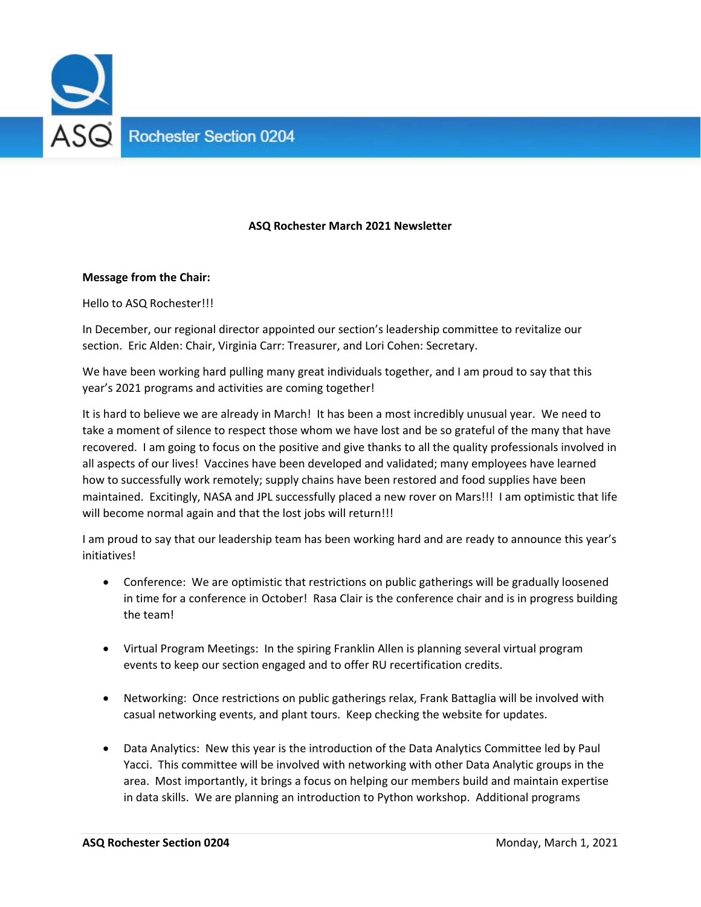# ASQ Rochester March 2021 Newsletter

**Message from the Chair:**

Hello to ASQ Rochester!!!

In December, our regional director appointed our section's leadership committee to revitalize our section. Eric Alden: Chair, Virginia Carr: Treasurer, and Lori Cohen: Secretary.

We have been working hard pulling many great individuals together, and I am proud to say that this year's 2021 programs and activities are coming together!

It is hard to believe we are already in March! It has been a most incredibly unusual year. We need to take a moment of silence to respect those whom we have lost and be so grateful of the many that have recovered. I am going to focus on the positive and give thanks to all the quality professionals involved in all aspects of our lives! Vaccines have been developed and validated; many employees have learned how to successfully work remotely; supply chains have been restored and food supplies have been maintained. Excitingly, NASA and JPL successfully placed a new rover on Mars!!! I am optimistic that life will become normal again and that the lost jobs will return!!!

I am proud to say that our leadership team has been working hard and are ready to announce this year's initiatives!

- Conference: We are optimistic that restrictions on public gatherings will be gradually loosened in time for a conference in October! Rasa Clair is the conference chair and is in progress building the team!

- Virtual Program Meetings: In the spiring Franklin Allen is planning several virtual program events to keep our section engaged and to offer RU recertification credits.

- Networking: Once restrictions on public gatherings relax, Frank Battaglia will be involved with casual networking events, and plant tours. Keep checking the website for updates.

- Data Analytics: New this year is the introduction of the Data Analytics Committee led by Paul Yacci. This committee will be involved with networking with other Data Analytic groups in the area. Most importantly, it brings a focus on helping our members build and maintain expertise in data skills. We are planning an introduction to Python workshop. Additional programs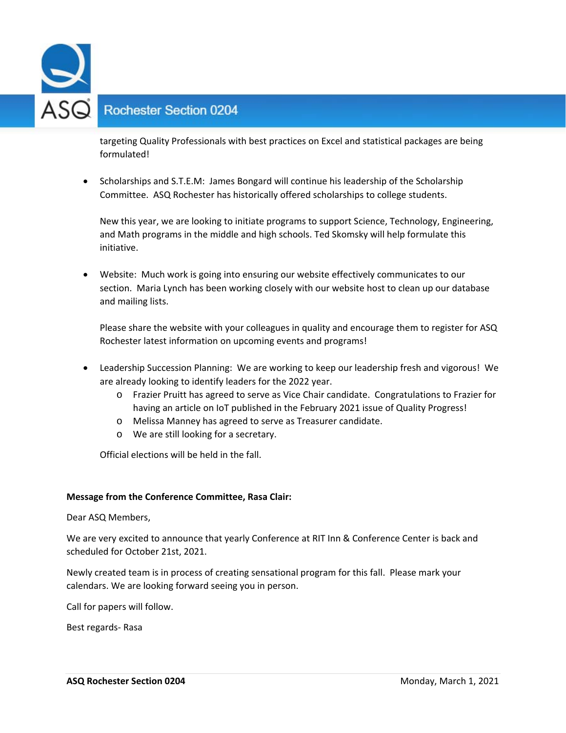targeting Quality Professionals with best practices on Excel and statistical packages are being formulated!

- Scholarships and S.T.E.M: James Bongard will continue his leadership of the Scholarship Committee. ASQ Rochester has historically offered scholarships to college students.

  New this year, we are looking to initiate programs to support Science, Technology, Engineering, and Math programs in the middle and high schools. Ted Skomsky will help formulate this initiative.

- Website: Much work is going into ensuring our website effectively communicates to our section. Maria Lynch has been working closely with our website host to clean up our database and mailing lists.

  Please share the website with your colleagues in quality and encourage them to register for ASQ Rochester latest information on upcoming events and programs!

- Leadership Succession Planning: We are working to keep our leadership fresh and vigorous! We are already looking to identify leaders for the 2022 year.
  - Frazier Pruitt has agreed to serve as Vice Chair candidate. Congratulations to Frazier for having an article on IoT published in the February 2021 issue of Quality Progress!
  - Melissa Manney has agreed to serve as Treasurer candidate.
  - We are still looking for a secretary.

  Official elections will be held in the fall.

**Message from the Conference Committee, Rasa Clair:**

Dear ASQ Members,

We are very excited to announce that yearly Conference at RIT Inn & Conference Center is back and scheduled for October 21st, 2021.

Newly created team is in process of creating sensational program for this fall. Please mark your calendars. We are looking forward seeing you in person.

Call for papers will follow.

Best regards- Rasa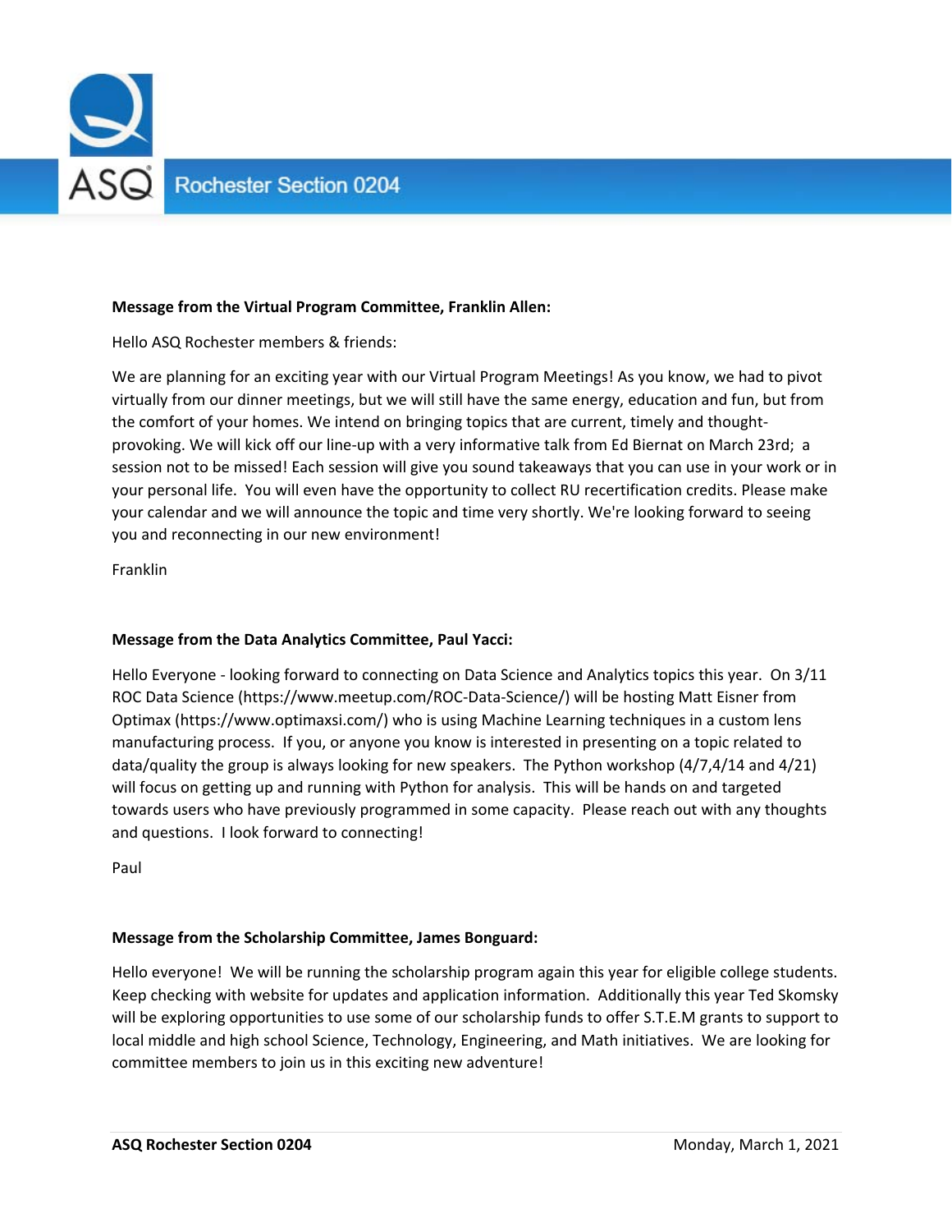**Message from the Virtual Program Committee, Franklin Allen:**

Hello ASQ Rochester members & friends:

We are planning for an exciting year with our Virtual Program Meetings! As you know, we had to pivot virtually from our dinner meetings, but we will still have the same energy, education and fun, but from the comfort of your homes. We intend on bringing topics that are current, timely and thought-provoking. We will kick off our line-up with a very informative talk from Ed Biernat on March 23rd; a session not to be missed! Each session will give you sound takeaways that you can use in your work or in your personal life. You will even have the opportunity to collect RU recertification credits. Please make your calendar and we will announce the topic and time very shortly. We're looking forward to seeing you and reconnecting in our new environment!

Franklin

**Message from the Data Analytics Committee, Paul Yacci:**

Hello Everyone - looking forward to connecting on Data Science and Analytics topics this year. On 3/11 ROC Data Science (https://www.meetup.com/ROC-Data-Science/) will be hosting Matt Eisner from Optimax (https://www.optimaxsi.com/) who is using Machine Learning techniques in a custom lens manufacturing process. If you, or anyone you know is interested in presenting on a topic related to data/quality the group is always looking for new speakers. The Python workshop (4/7,4/14 and 4/21) will focus on getting up and running with Python for analysis. This will be hands on and targeted towards users who have previously programmed in some capacity. Please reach out with any thoughts and questions. I look forward to connecting!

Paul

**Message from the Scholarship Committee, James Bonguard:**

Hello everyone! We will be running the scholarship program again this year for eligible college students. Keep checking with website for updates and application information. Additionally this year Ted Skomsky will be exploring opportunities to use some of our scholarship funds to offer S.T.E.M grants to support to local middle and high school Science, Technology, Engineering, and Math initiatives. We are looking for committee members to join us in this exciting new adventure!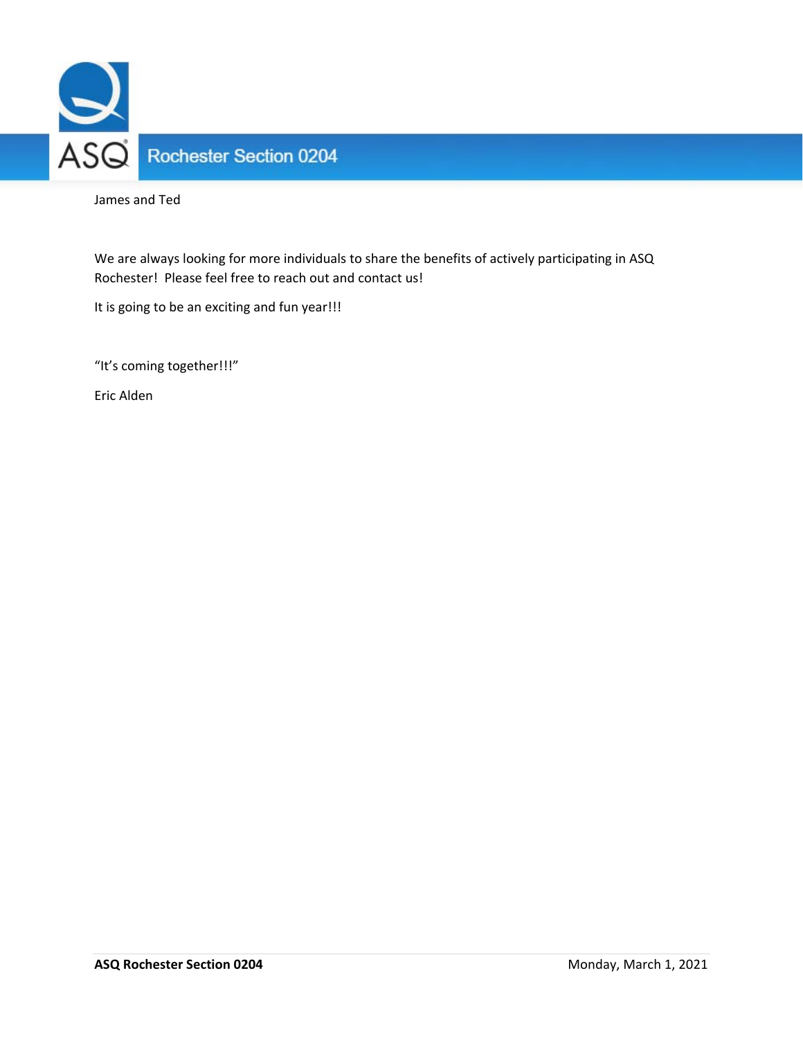James and Ted

We are always looking for more individuals to share the benefits of actively participating in ASQ Rochester! Please feel free to reach out and contact us!

It is going to be an exciting and fun year!!!

"It's coming together!!!"

Eric Alden